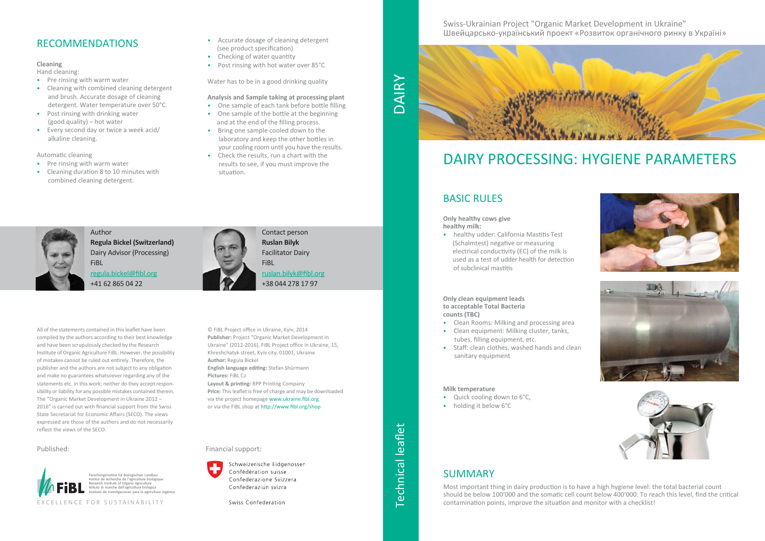Swiss-Ukrainian Project "Organic Market Development in Ukraine"
Швейцарсько-український проект «Розвиток органічного ринку в Україні»

DAIRY

Technical leaflet

# DAIRY PROCESSING: HYGIENE PARAMETERS

## BASIC RULES

**Only healthy cows give healthy milk:**

- healthy udder: California Mastitis Test (Schalmtest) negative or measuring electrical conductivity (EC) of the milk is used as a test of udder health for detection of subclinical mastitis

**Only clean equipment leads to acceptable Total Bacteria counts (TBC)**

- Clean Rooms: Milking and processing area
- Clean equipment: Milking cluster, tanks, tubes, filling equipment, etc.
- Staff: clean clothes, washed hands and clean sanitary equipment

**Milk temperature**

- Quick cooling down to 6°C,
- holding it below 6°C

## SUMMARY

Most important thing in dairy production is to have a high hygiene level: the total bacterial count should be below 100'000 and the somatic cell count below 400'000. To reach this level, find the critical contamination points, improve the situation and monitor with a checklist!

## RECOMMENDATIONS

**Cleaning**

Hand cleaning:

- Pre rinsing with warm water
- Cleaning with combined cleaning detergent and brush. Accurate dosage of cleaning detergent. Water temperature over 50°C.
- Post rinsing with drinking water (good quality) – hot water
- Every second day or twice a week acid/ alkaline cleaning.

Automatic cleaning

- Pre rinsing with warm water
- Cleaning duration 8 to 10 minutes with combined cleaning detergent.
- Accurate dosage of cleaning detergent (see product specification)
- Checking of water quantity
- Post rinsing with hot water over 85°C

Water has to be in a good drinking quality

**Analysis and Sample taking at processing plant**

- One sample of each tank before bottle filling
- One sample of the bottle at the beginning and at the end of the filling process.
- Bring one sample cooled down to the laboratory and keep the other bottles in your cooling room until you have the results.
- Check the results, run a chart with the results to see, if you must improve the situation.

Author
**Regula Bickel (Switzerland)**
Dairy Advisor (Processing)
FiBL
regula.bickel@fibl.org
+41 62 865 04 22

Contact person
**Ruslan Bilyk**
Facilitator Dairy
FiBL
ruslan.bilyk@fibl.org
+38 044 278 17 97

All of the statements contained in this leaflet have been compiled by the authors according to their best knowledge and have been scrupulously checked by the Research Institute of Organic Agriculture FiBL. However, the possibility of mistakes cannot be ruled out entirely. Therefore, the publisher and the authors are not subject to any obligation and make no guarantees whatsoever regarding any of the statements etc. in this work; neither do they accept responsibility or liability for any possible mistakes contained therein. The "Organic Market Development in Ukraine 2012 – 2016" is carried out with financial support from the Swiss State Secretariat for Economic Affairs (SECO). The views expressed are those of the authors and do not necessarily reflect the views of the SECO.

© FiBL Project office in Ukraine, Kyiv, 2014
**Publisher:** Project "Organic Market Development in Ukraine" (2012-2016), FiBL Project office in Ukraine, 15, Khreshchatyk street, Kyiv city, 01001, Ukraine
**Author:** Regula Bickel
**English language editing:** Stefan Shürmann
**Pictures:** FiBL Cz
**Layout & printing:** RPP Printing Company
**Price:** This leaflet is free of charge and may be downloaded via the project homepage www.ukraine.fibl.org or via the FiBL shop at http://www.fibl.org/shop

Published:

Forschungsinstitut für biologischen Landbau
Institut de recherche de l'agriculture biologique
Research Institute of Organic Agriculture
Istituto di ricerche dell'agricoltura biologica
Instituto de investigaciones para la agricultura orgánica
FiBL
EXCELLENCE FOR SUSTAINABILITY

Financial support:

Schweizerische Eidgenossenschaft
Confédération suisse
Confederazione Svizzera
Confederaziun svizra

Swiss Confederation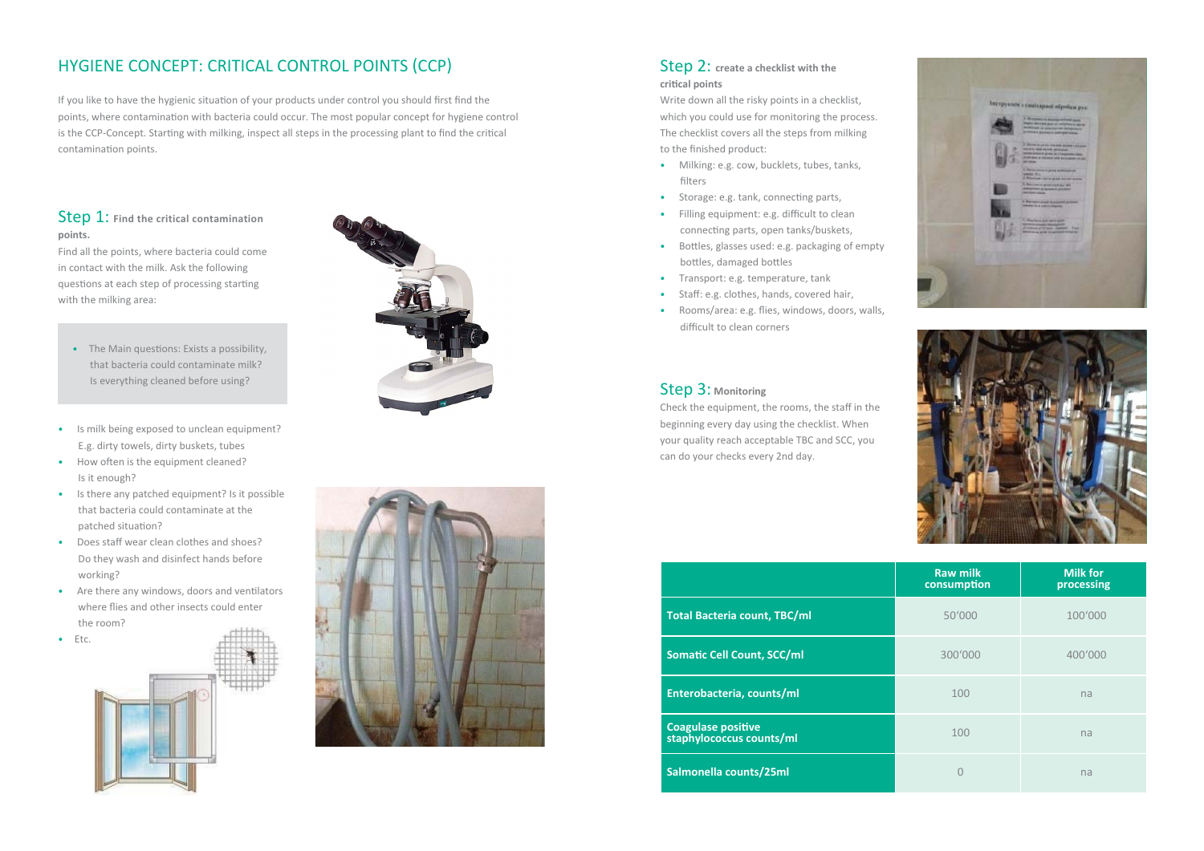# HYGIENE CONCEPT: CRITICAL CONTROL POINTS (CCP)

If you like to have the hygienic situation of your products under control you should first find the points, where contamination with bacteria could occur. The most popular concept for hygiene control is the CCP-Concept. Starting with milking, inspect all steps in the processing plant to find the critical contamination points.

## Step 1: Find the critical contamination points.

Find all the points, where bacteria could come in contact with the milk. Ask the following questions at each step of processing starting with the milking area:

- The Main questions: Exists a possibility, that bacteria could contaminate milk? Is everything cleaned before using?

- Is milk being exposed to unclean equipment? E.g. dirty towels, dirty buskets, tubes
- How often is the equipment cleaned? Is it enough?
- Is there any patched equipment? Is it possible that bacteria could contaminate at the patched situation?
- Does staff wear clean clothes and shoes? Do they wash and disinfect hands before working?
- Are there any windows, doors and ventilators where flies and other insects could enter the room?
- Etc.

## Step 2: create a checklist with the critical points

Write down all the risky points in a checklist, which you could use for monitoring the process. The checklist covers all the steps from milking to the finished product:

- Milking: e.g. cow, bucklets, tubes, tanks, filters
- Storage: e.g. tank, connecting parts,
- Filling equipment: e.g. difficult to clean connecting parts, open tanks/buskets,
- Bottles, glasses used: e.g. packaging of empty bottles, damaged bottles
- Transport: e.g. temperature, tank
- Staff: e.g. clothes, hands, covered hair,
- Rooms/area: e.g. flies, windows, doors, walls, difficult to clean corners

## Step 3: Monitoring

Check the equipment, the rooms, the staff in the beginning every day using the checklist. When your quality reach acceptable TBC and SCC, you can do your checks every 2nd day.

| | Raw milk consumption | Milk for processing |
|---|---|---|
| **Total Bacteria count, TBC/ml** | 50'000 | 100'000 |
| **Somatic Cell Count, SCC/ml** | 300'000 | 400'000 |
| **Enterobacteria, counts/ml** | 100 | na |
| **Coagulase positive staphylococcus counts/ml** | 100 | na |
| **Salmonella counts/25ml** | 0 | na |